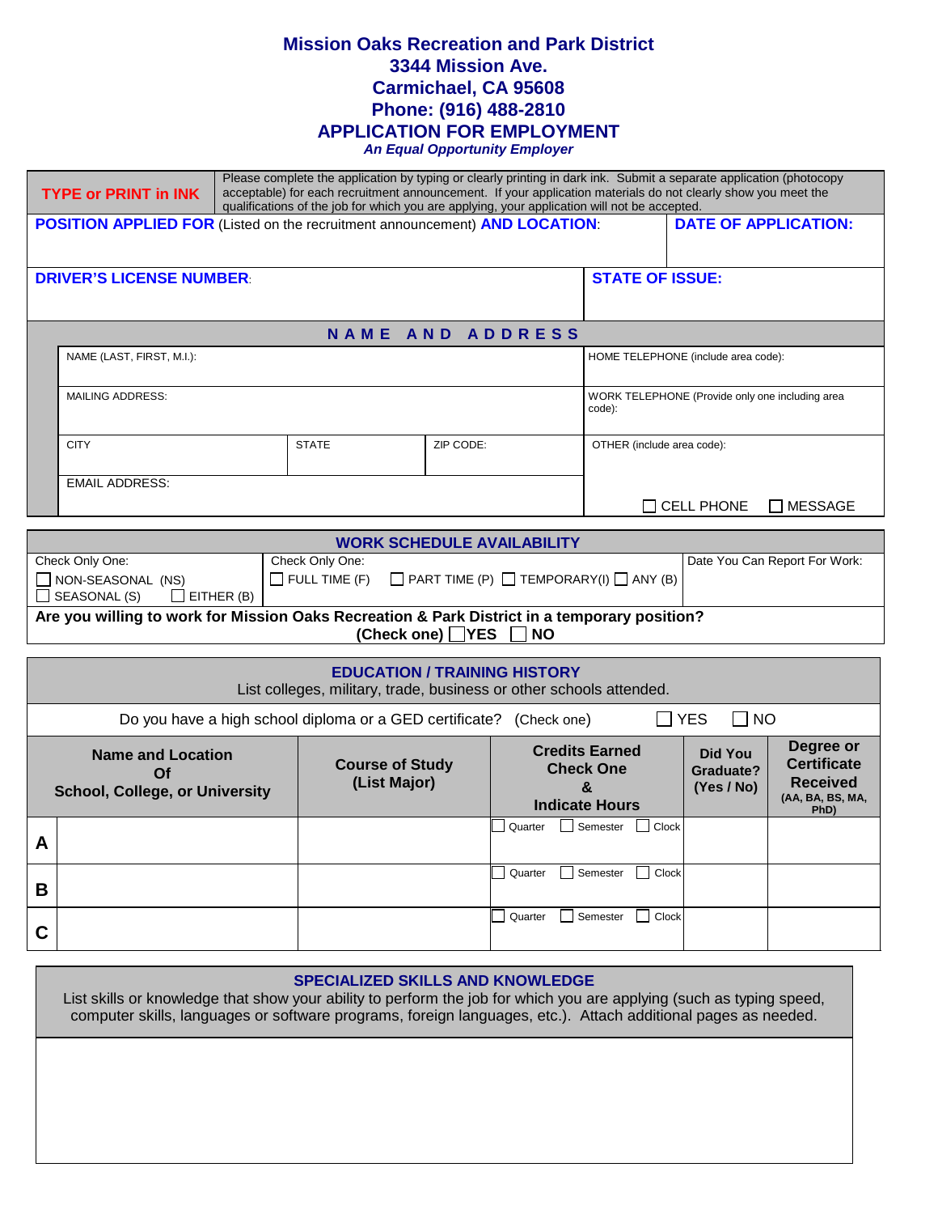# Mission Oaks Recreation and Park District

**3344 Mission Ave.**
**Carmichael, CA 95608**
**Phone: (916) 488-2810**

## APPLICATION FOR EMPLOYMENT

*An Equal Opportunity Employer*

| TYPE or PRINT in INK | Please complete the application by typing or clearly printing in dark ink. Submit a separate application (photocopy acceptable) for each recruitment announcement. If your application materials do not clearly show you meet the qualifications of the job for which you are applying, your application will not be accepted. |
|---|---|

| **POSITION APPLIED FOR** (Listed on the recruitment announcement) **AND LOCATION**: | **DATE OF APPLICATION:** |
|---|---|
| | |

| **DRIVER'S LICENSE NUMBER**: | **STATE OF ISSUE:** |
|---|---|
| | |

### NAME AND ADDRESS

| NAME (LAST, FIRST, M.I.): | | | HOME TELEPHONE (include area code): |
|---|---|---|---|
| MAILING ADDRESS: | | | WORK TELEPHONE (Provide only one including area code): |
| CITY | STATE | ZIP CODE: | OTHER (include area code): |
| EMAIL ADDRESS: | | | ☐ CELL PHONE ☐ MESSAGE |

### WORK SCHEDULE AVAILABILITY

| Check Only One: | Check Only One: | Date You Can Report For Work: |
|---|---|---|
| ☐ NON-SEASONAL (NS) ☐ SEASONAL (S) ☐ EITHER (B) | ☐ FULL TIME (F) ☐ PART TIME (P) ☐ TEMPORARY(I) ☐ ANY (B) | |

**Are you willing to work for Mission Oaks Recreation & Park District in a temporary position? (Check one) ☐ YES ☐ NO**

### EDUCATION / TRAINING HISTORY

List colleges, military, trade, business or other schools attended.

Do you have a high school diploma or a GED certificate? (Check one) ☐ YES ☐ NO

| | Name and Location Of School, College, or University | Course of Study (List Major) | Credits Earned Check One & Indicate Hours | Did You Graduate? (Yes / No) | Degree or Certificate Received (AA, BA, BS, MA, PhD) |
|---|---|---|---|---|---|
| A | | | ☐ Quarter ☐ Semester ☐ Clock | | |
| B | | | ☐ Quarter ☐ Semester ☐ Clock | | |
| C | | | ☐ Quarter ☐ Semester ☐ Clock | | |

### SPECIALIZED SKILLS AND KNOWLEDGE

List skills or knowledge that show your ability to perform the job for which you are applying (such as typing speed, computer skills, languages or software programs, foreign languages, etc.). Attach additional pages as needed.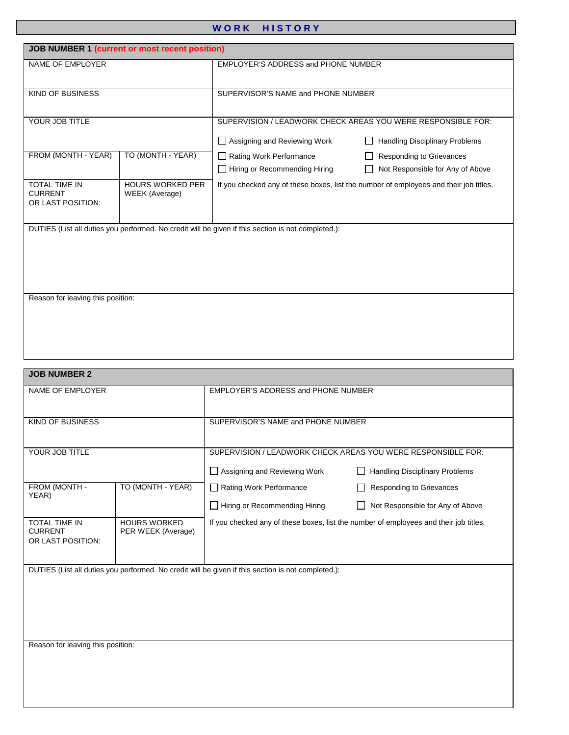# WORK HISTORY

## JOB NUMBER 1 (current or most recent position)

| NAME OF EMPLOYER | | EMPLOYER'S ADDRESS and PHONE NUMBER |
|---|---|---|
| KIND OF BUSINESS | | SUPERVISOR'S NAME and PHONE NUMBER |
| YOUR JOB TITLE | | SUPERVISION / LEADWORK CHECK AREAS YOU WERE RESPONSIBLE FOR:<br>☐ Assigning and Reviewing Work ☐ Handling Disciplinary Problems |
| FROM (MONTH - YEAR) | TO (MONTH - YEAR) | ☐ Rating Work Performance ☐ Responding to Grievances<br>☐ Hiring or Recommending Hiring ☐ Not Responsible for Any of Above |
| TOTAL TIME IN CURRENT OR LAST POSITION: | HOURS WORKED PER WEEK (Average) | If you checked any of these boxes, list the number of employees and their job titles. |

DUTIES (List all duties you performed. No credit will be given if this section is not completed.):

Reason for leaving this position:

## JOB NUMBER 2

| NAME OF EMPLOYER | | EMPLOYER'S ADDRESS and PHONE NUMBER |
|---|---|---|
| KIND OF BUSINESS | | SUPERVISOR'S NAME and PHONE NUMBER |
| YOUR JOB TITLE | | SUPERVISION / LEADWORK CHECK AREAS YOU WERE RESPONSIBLE FOR:<br>☐ Assigning and Reviewing Work ☐ Handling Disciplinary Problems |
| FROM (MONTH - YEAR) | TO (MONTH - YEAR) | ☐ Rating Work Performance ☐ Responding to Grievances<br>☐ Hiring or Recommending Hiring ☐ Not Responsible for Any of Above |
| TOTAL TIME IN CURRENT OR LAST POSITION: | HOURS WORKED PER WEEK (Average) | If you checked any of these boxes, list the number of employees and their job titles. |

DUTIES (List all duties you performed. No credit will be given if this section is not completed.):

Reason for leaving this position: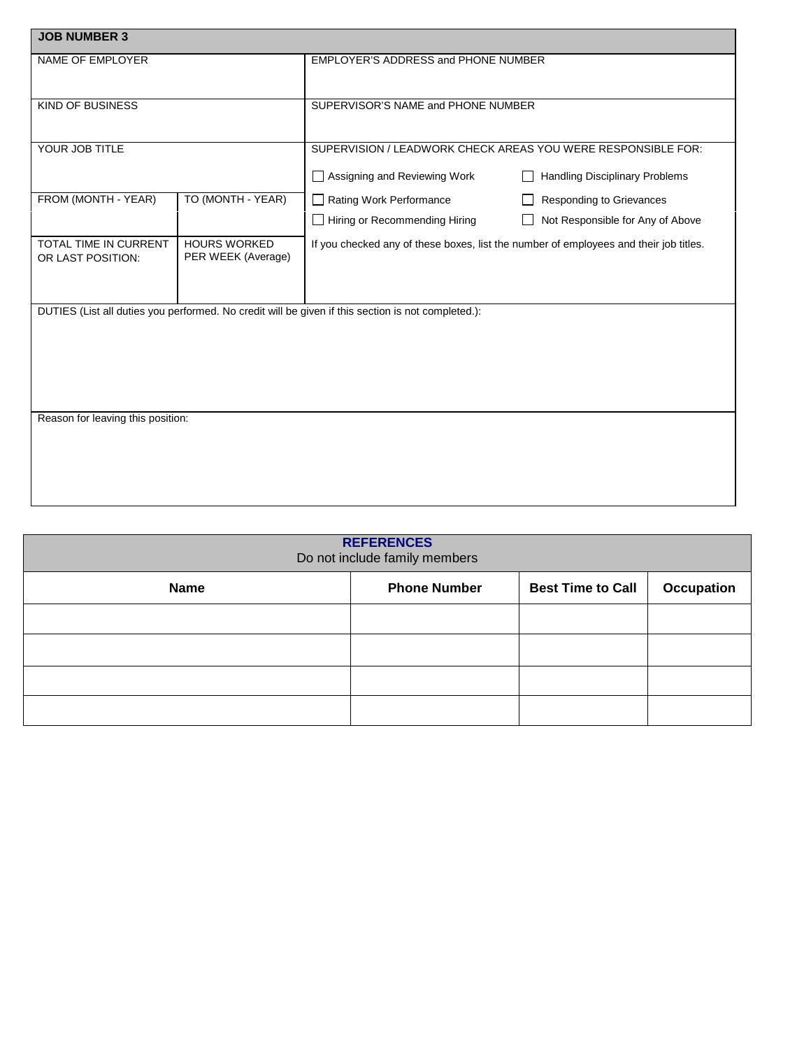## JOB NUMBER 3

| NAME OF EMPLOYER | | EMPLOYER'S ADDRESS and PHONE NUMBER |
|---|---|---|
| KIND OF BUSINESS | | SUPERVISOR'S NAME and PHONE NUMBER |
| YOUR JOB TITLE | | SUPERVISION / LEADWORK CHECK AREAS YOU WERE RESPONSIBLE FOR: ☐ Assigning and Reviewing Work ☐ Handling Disciplinary Problems |
| FROM (MONTH - YEAR) | TO (MONTH - YEAR) | ☐ Rating Work Performance ☐ Responding to Grievances ☐ Hiring or Recommending Hiring ☐ Not Responsible for Any of Above |
| TOTAL TIME IN CURRENT OR LAST POSITION: | HOURS WORKED PER WEEK (Average) | If you checked any of these boxes, list the number of employees and their job titles. |

DUTIES (List all duties you performed. No credit will be given if this section is not completed.):

Reason for leaving this position:

## REFERENCES

Do not include family members

| Name | Phone Number | Best Time to Call | Occupation |
|---|---|---|---|
| | | | |
| | | | |
| | | | |
| | | | |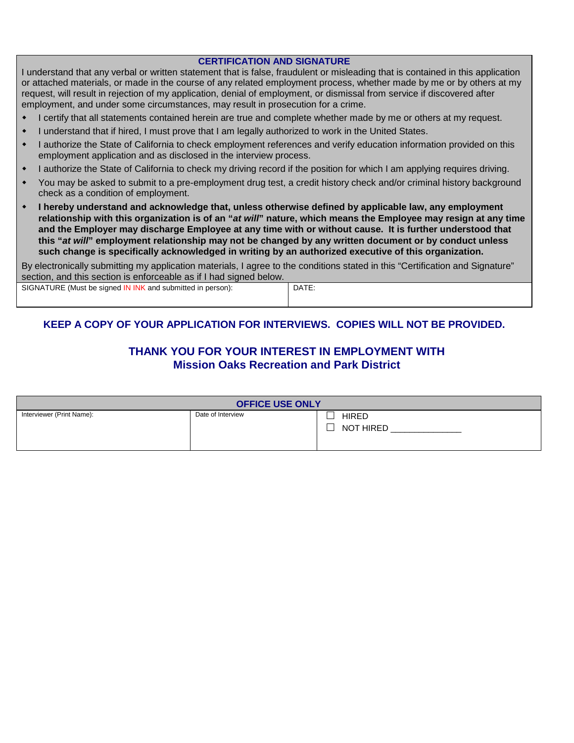## CERTIFICATION AND SIGNATURE

I understand that any verbal or written statement that is false, fraudulent or misleading that is contained in this application or attached materials, or made in the course of any related employment process, whether made by me or by others at my request, will result in rejection of my application, denial of employment, or dismissal from service if discovered after employment, and under some circumstances, may result in prosecution for a crime.

- I certify that all statements contained herein are true and complete whether made by me or others at my request.
- I understand that if hired, I must prove that I am legally authorized to work in the United States.
- I authorize the State of California to check employment references and verify education information provided on this employment application and as disclosed in the interview process.
- I authorize the State of California to check my driving record if the position for which I am applying requires driving.
- You may be asked to submit to a pre-employment drug test, a credit history check and/or criminal history background check as a condition of employment.
- **I hereby understand and acknowledge that, unless otherwise defined by applicable law, any employment relationship with this organization is of an "*at will*" nature, which means the Employee may resign at any time and the Employer may discharge Employee at any time with or without cause. It is further understood that this "*at will*" employment relationship may not be changed by any written document or by conduct unless such change is specifically acknowledged in writing by an authorized executive of this organization.**

By electronically submitting my application materials, I agree to the conditions stated in this "Certification and Signature" section, and this section is enforceable as if I had signed below.

| SIGNATURE (Must be signed IN INK and submitted in person): | DATE: |
|---|---|
| | |

**KEEP A COPY OF YOUR APPLICATION FOR INTERVIEWS. COPIES WILL NOT BE PROVIDED.**

**THANK YOU FOR YOUR INTEREST IN EMPLOYMENT WITH**
**Mission Oaks Recreation and Park District**

| OFFICE USE ONLY | | |
|---|---|---|
| Interviewer (Print Name): | Date of Interview | ☐ HIRED<br>☐ NOT HIRED _______________ |